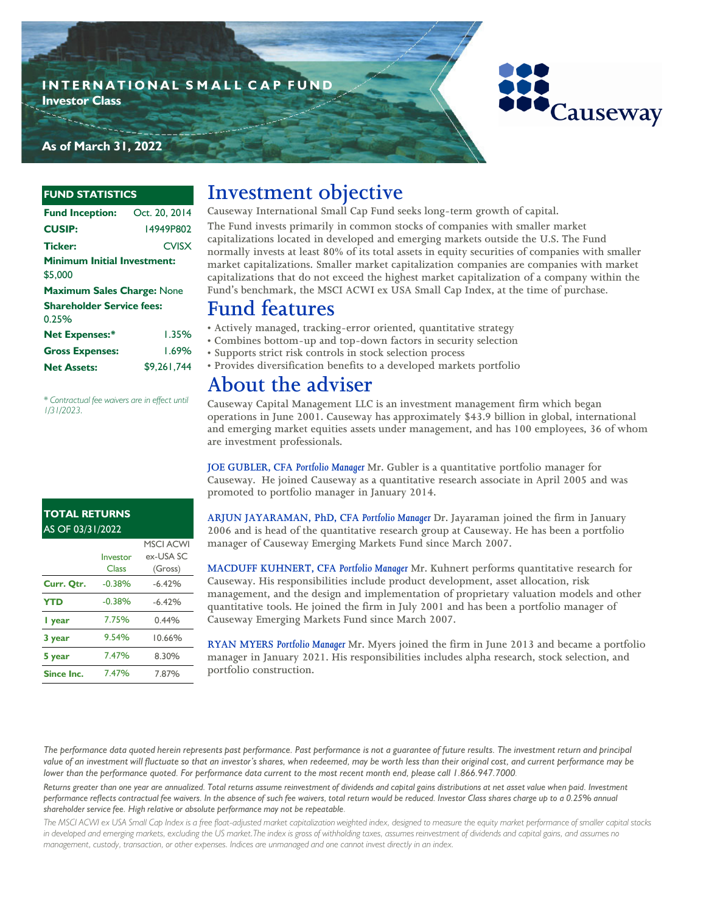# INTERNATIONAL SMALL CAP FUND

**Investor Class**

**As of March 31, 2022**

Causeway

## FUND STATISTICS

| | |
|---|---|
| **Fund Inception:** | Oct. 20, 2014 |
| **CUSIP:** | 14949P802 |
| **Ticker:** | CVISX |
| **Minimum Initial Investment:** | $5,000 |
| **Maximum Sales Charge:** | None |
| **Shareholder Service fees:** | 0.25% |
| **Net Expenses:*** | 1.35% |
| **Gross Expenses:** | 1.69% |
| **Net Assets:** | $9,261,744 |

*\* Contractual fee waivers are in effect until 1/31/2023.*

## TOTAL RETURNS AS OF 03/31/2022

| | Investor Class | MSCI ACWI ex-USA SC (Gross) |
|---|---|---|
| **Curr. Qtr.** | -0.38% | -6.42% |
| **YTD** | -0.38% | -6.42% |
| **1 year** | 7.75% | 0.44% |
| **3 year** | 9.54% | 10.66% |
| **5 year** | 7.47% | 8.30% |
| **Since Inc.** | 7.47% | 7.87% |

# Investment objective

Causeway International Small Cap Fund seeks long-term growth of capital.

The Fund invests primarily in common stocks of companies with smaller market capitalizations located in developed and emerging markets outside the U.S. The Fund normally invests at least 80% of its total assets in equity securities of companies with smaller market capitalizations. Smaller market capitalization companies are companies with market capitalizations that do not exceed the highest market capitalization of a company within the Fund's benchmark, the MSCI ACWI ex USA Small Cap Index, at the time of purchase.

# Fund features

- Actively managed, tracking-error oriented, quantitative strategy
- Combines bottom-up and top-down factors in security selection
- Supports strict risk controls in stock selection process
- Provides diversification benefits to a developed markets portfolio

# About the adviser

Causeway Capital Management LLC is an investment management firm which began operations in June 2001. Causeway has approximately $43.9 billion in global, international and emerging market equities assets under management, and has 100 employees, 36 of whom are investment professionals.

**JOE GUBLER, CFA** *Portfolio Manager* Mr. Gubler is a quantitative portfolio manager for Causeway. He joined Causeway as a quantitative research associate in April 2005 and was promoted to portfolio manager in January 2014.

**ARJUN JAYARAMAN, PhD, CFA** *Portfolio Manager* Dr. Jayaraman joined the firm in January 2006 and is head of the quantitative research group at Causeway. He has been a portfolio manager of Causeway Emerging Markets Fund since March 2007.

**MACDUFF KUHNERT, CFA** *Portfolio Manager* Mr. Kuhnert performs quantitative research for Causeway. His responsibilities include product development, asset allocation, risk management, and the design and implementation of proprietary valuation models and other quantitative tools. He joined the firm in July 2001 and has been a portfolio manager of Causeway Emerging Markets Fund since March 2007.

**RYAN MYERS** *Portfolio Manager* Mr. Myers joined the firm in June 2013 and became a portfolio manager in January 2021. His responsibilities includes alpha research, stock selection, and portfolio construction.

*The performance data quoted herein represents past performance. Past performance is not a guarantee of future results. The investment return and principal value of an investment will fluctuate so that an investor's shares, when redeemed, may be worth less than their original cost, and current performance may be lower than the performance quoted. For performance data current to the most recent month end, please call 1.866.947.7000.*

*Returns greater than one year are annualized. Total returns assume reinvestment of dividends and capital gains distributions at net asset value when paid. Investment performance reflects contractual fee waivers. In the absence of such fee waivers, total return would be reduced. Investor Class shares charge up to a 0.25% annual shareholder service fee. High relative or absolute performance may not be repeatable.*

*The MSCI ACWI ex USA Small Cap Index is a free float-adjusted market capitalization weighted index, designed to measure the equity market performance of smaller capital stocks in developed and emerging markets, excluding the US market. The index is gross of withholding taxes, assumes reinvestment of dividends and capital gains, and assumes no management, custody, transaction, or other expenses. Indices are unmanaged and one cannot invest directly in an index.*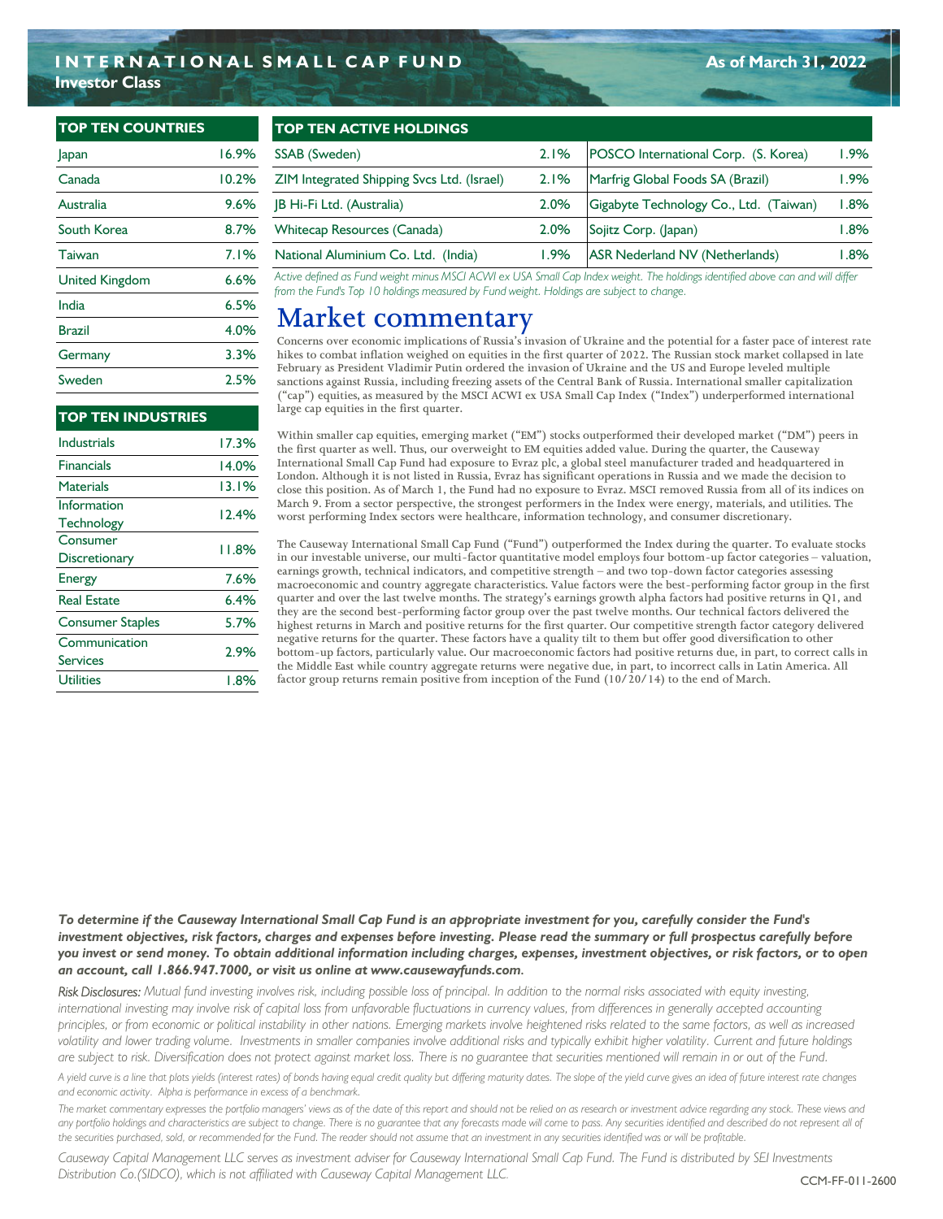# INTERNATIONAL SMALL CAP FUND

**Investor Class**

**As of March 31, 2022**

## TOP TEN COUNTRIES

| | |
|---|---|
| Japan | 16.9% |
| Canada | 10.2% |
| Australia | 9.6% |
| South Korea | 8.7% |
| Taiwan | 7.1% |
| United Kingdom | 6.6% |
| India | 6.5% |
| Brazil | 4.0% |
| Germany | 3.3% |
| Sweden | 2.5% |

## TOP TEN INDUSTRIES

| | |
|---|---|
| Industrials | 17.3% |
| Financials | 14.0% |
| Materials | 13.1% |
| Information Technology | 12.4% |
| Consumer Discretionary | 11.8% |
| Energy | 7.6% |
| Real Estate | 6.4% |
| Consumer Staples | 5.7% |
| Communication Services | 2.9% |
| Utilities | 1.8% |

## TOP TEN ACTIVE HOLDINGS

| | | | |
|---|---|---|---|
| SSAB (Sweden) | 2.1% | POSCO International Corp. (S. Korea) | 1.9% |
| ZIM Integrated Shipping Svcs Ltd. (Israel) | 2.1% | Marfrig Global Foods SA (Brazil) | 1.9% |
| JB Hi-Fi Ltd. (Australia) | 2.0% | Gigabyte Technology Co., Ltd. (Taiwan) | 1.8% |
| Whitecap Resources (Canada) | 2.0% | Sojitz Corp. (Japan) | 1.8% |
| National Aluminium Co. Ltd. (India) | 1.9% | ASR Nederland NV (Netherlands) | 1.8% |

*Active defined as Fund weight minus MSCI ACWI ex USA Small Cap Index weight. The holdings identified above can and will differ from the Fund's Top 10 holdings measured by Fund weight. Holdings are subject to change.*

## Market commentary

Concerns over economic implications of Russia's invasion of Ukraine and the potential for a faster pace of interest rate hikes to combat inflation weighed on equities in the first quarter of 2022. The Russian stock market collapsed in late February as President Vladimir Putin ordered the invasion of Ukraine and the US and Europe leveled multiple sanctions against Russia, including freezing assets of the Central Bank of Russia. International smaller capitalization ("cap") equities, as measured by the MSCI ACWI ex USA Small Cap Index ("Index") underperformed international large cap equities in the first quarter.

Within smaller cap equities, emerging market ("EM") stocks outperformed their developed market ("DM") peers in the first quarter as well. Thus, our overweight to EM equities added value. During the quarter, the Causeway International Small Cap Fund had exposure to Evraz plc, a global steel manufacturer traded and headquartered in London. Although it is not listed in Russia, Evraz has significant operations in Russia and we made the decision to close this position. As of March 1, the Fund had no exposure to Evraz. MSCI removed Russia from all of its indices on March 9. From a sector perspective, the strongest performers in the Index were energy, materials, and utilities. The worst performing Index sectors were healthcare, information technology, and consumer discretionary.

The Causeway International Small Cap Fund ("Fund") outperformed the Index during the quarter. To evaluate stocks in our investable universe, our multi-factor quantitative model employs four bottom-up factor categories – valuation, earnings growth, technical indicators, and competitive strength – and two top-down factor categories assessing macroeconomic and country aggregate characteristics. Value factors were the best-performing factor group in the first quarter and over the last twelve months. The strategy's earnings growth alpha factors had positive returns in Q1, and they are the second best-performing factor group over the past twelve months. Our technical factors delivered the highest returns in March and positive returns for the first quarter. Our competitive strength factor category delivered negative returns for the quarter. These factors have a quality tilt to them but offer good diversification to other bottom-up factors, particularly value. Our macroeconomic factors had positive returns due, in part, to correct calls in the Middle East while country aggregate returns were negative due, in part, to incorrect calls in Latin America. All factor group returns remain positive from inception of the Fund (10/20/14) to the end of March.

***To determine if the Causeway International Small Cap Fund is an appropriate investment for you, carefully consider the Fund's investment objectives, risk factors, charges and expenses before investing. Please read the summary or full prospectus carefully before you invest or send money. To obtain additional information including charges, expenses, investment objectives, or risk factors, or to open an account, call 1.866.947.7000, or visit us online at www.causewayfunds.com.***

*Risk Disclosures: Mutual fund investing involves risk, including possible loss of principal. In addition to the normal risks associated with equity investing, international investing may involve risk of capital loss from unfavorable fluctuations in currency values, from differences in generally accepted accounting principles, or from economic or political instability in other nations. Emerging markets involve heightened risks related to the same factors, as well as increased volatility and lower trading volume. Investments in smaller companies involve additional risks and typically exhibit higher volatility. Current and future holdings are subject to risk. Diversification does not protect against market loss. There is no guarantee that securities mentioned will remain in or out of the Fund.*

*A yield curve is a line that plots yields (interest rates) of bonds having equal credit quality but differing maturity dates. The slope of the yield curve gives an idea of future interest rate changes and economic activity. Alpha is performance in excess of a benchmark.*

*The market commentary expresses the portfolio managers' views as of the date of this report and should not be relied on as research or investment advice regarding any stock. These views and any portfolio holdings and characteristics are subject to change. There is no guarantee that any forecasts made will come to pass. Any securities identified and described do not represent all of the securities purchased, sold, or recommended for the Fund. The reader should not assume that an investment in any securities identified was or will be profitable.*

*Causeway Capital Management LLC serves as investment adviser for Causeway International Small Cap Fund. The Fund is distributed by SEI Investments Distribution Co.(SIDCO), which is not affiliated with Causeway Capital Management LLC.*

CCM-FF-011-2600